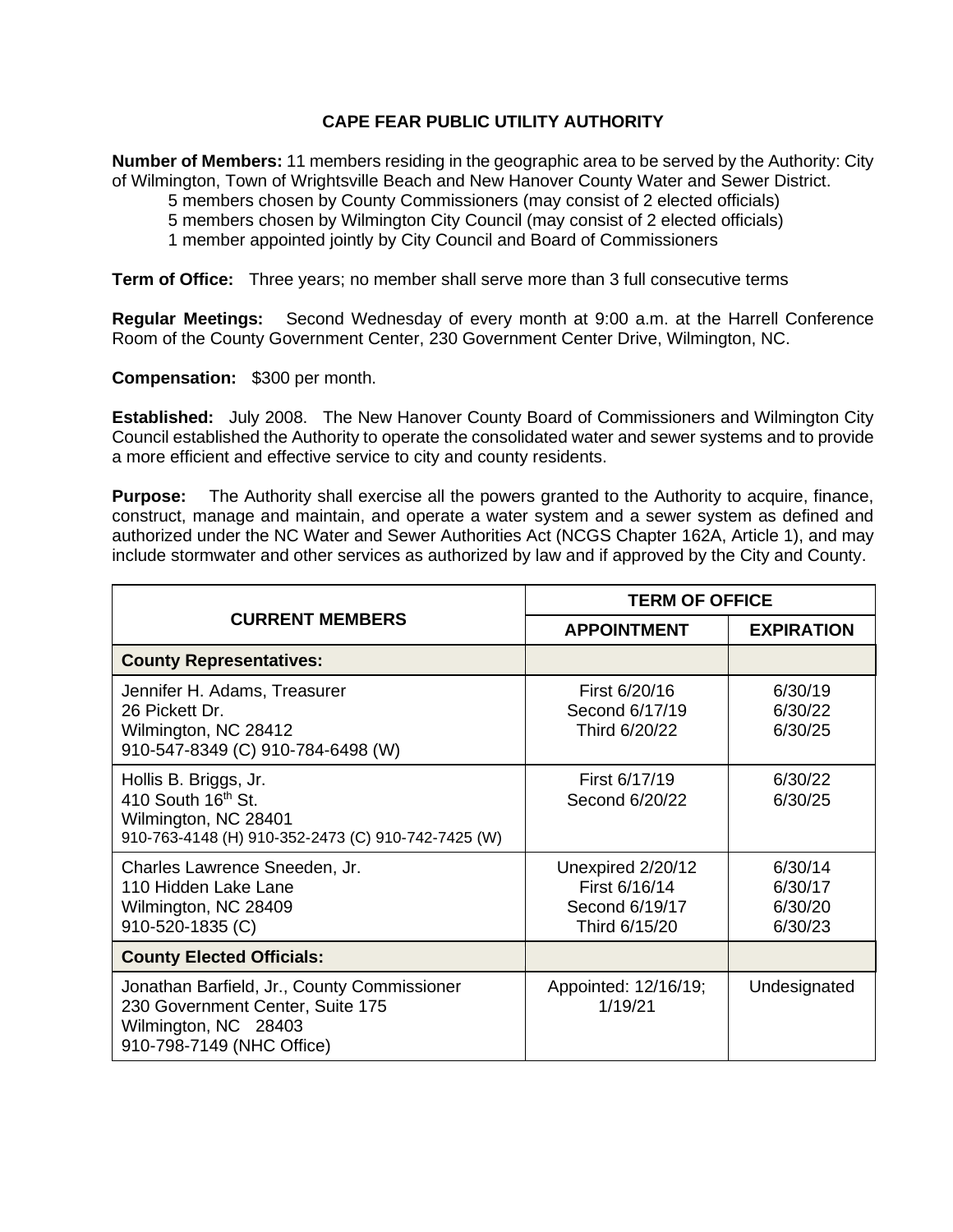# CAPE FEAR PUBLIC UTILITY AUTHORITY

**Number of Members:** 11 members residing in the geographic area to be served by the Authority: City of Wilmington, Town of Wrightsville Beach and New Hanover County Water and Sewer District.

- 5 members chosen by County Commissioners (may consist of 2 elected officials)
- 5 members chosen by Wilmington City Council (may consist of 2 elected officials)
- 1 member appointed jointly by City Council and Board of Commissioners

**Term of Office:** Three years; no member shall serve more than 3 full consecutive terms

**Regular Meetings:** Second Wednesday of every month at 9:00 a.m. at the Harrell Conference Room of the County Government Center, 230 Government Center Drive, Wilmington, NC.

**Compensation:** $300 per month.

**Established:** July 2008. The New Hanover County Board of Commissioners and Wilmington City Council established the Authority to operate the consolidated water and sewer systems and to provide a more efficient and effective service to city and county residents.

**Purpose:** The Authority shall exercise all the powers granted to the Authority to acquire, finance, construct, manage and maintain, and operate a water system and a sewer system as defined and authorized under the NC Water and Sewer Authorities Act (NCGS Chapter 162A, Article 1), and may include stormwater and other services as authorized by law and if approved by the City and County.

| CURRENT MEMBERS | TERM OF OFFICE | |
|---|---|---|
| | **APPOINTMENT** | **EXPIRATION** |
| **County Representatives:** | | |
| Jennifer H. Adams, Treasurer<br>26 Pickett Dr.<br>Wilmington, NC 28412<br>910-547-8349 (C) 910-784-6498 (W) | First 6/20/16<br>Second 6/17/19<br>Third 6/20/22 | 6/30/19<br>6/30/22<br>6/30/25 |
| Hollis B. Briggs, Jr.<br>410 South 16th St.<br>Wilmington, NC 28401<br>910-763-4148 (H) 910-352-2473 (C) 910-742-7425 (W) | First 6/17/19<br>Second 6/20/22 | 6/30/22<br>6/30/25 |
| Charles Lawrence Sneeden, Jr.<br>110 Hidden Lake Lane<br>Wilmington, NC 28409<br>910-520-1835 (C) | Unexpired 2/20/12<br>First 6/16/14<br>Second 6/19/17<br>Third 6/15/20 | 6/30/14<br>6/30/17<br>6/30/20<br>6/30/23 |
| **County Elected Officials:** | | |
| Jonathan Barfield, Jr., County Commissioner<br>230 Government Center, Suite 175<br>Wilmington, NC 28403<br>910-798-7149 (NHC Office) | Appointed: 12/16/19;<br>1/19/21 | Undesignated |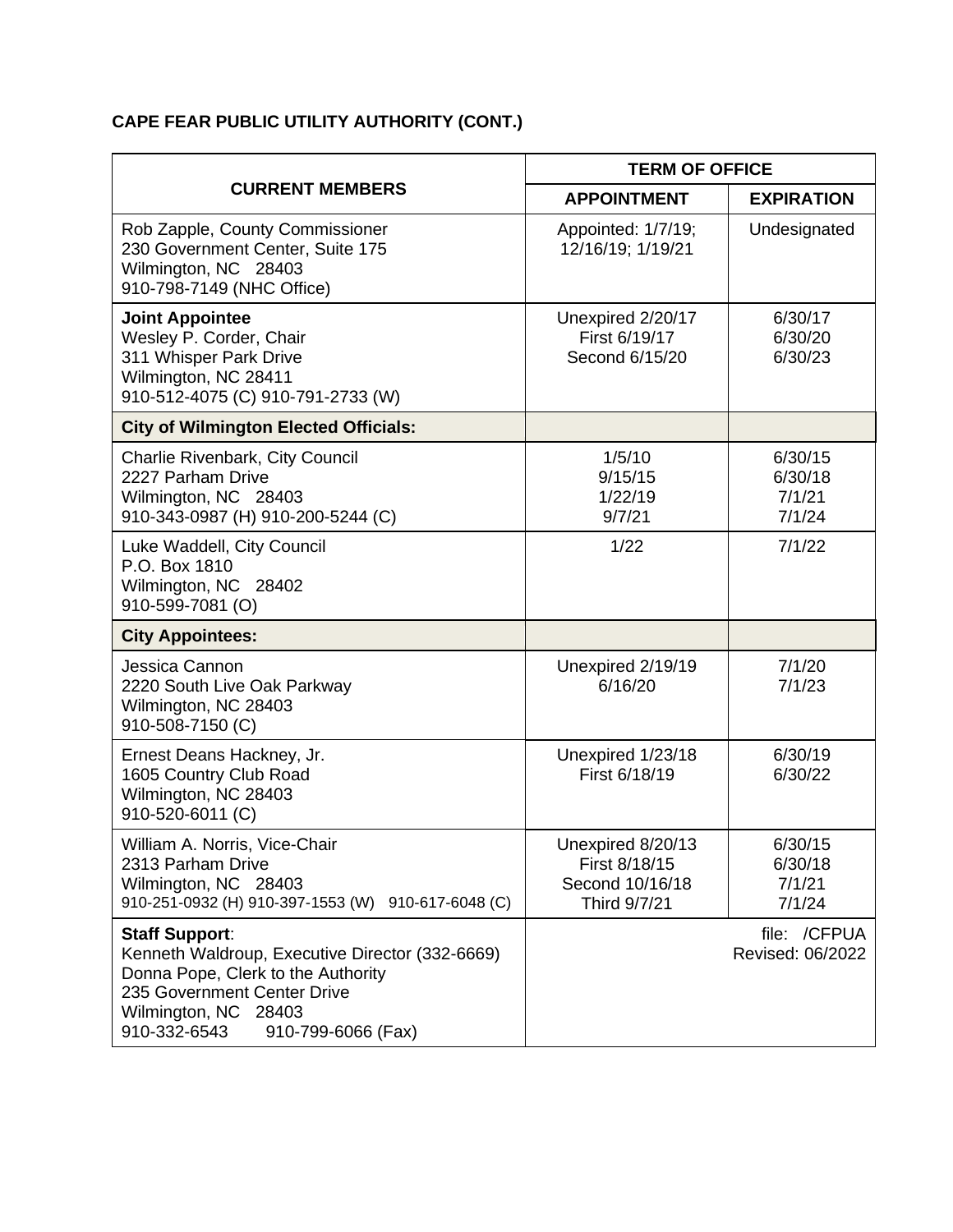**CAPE FEAR PUBLIC UTILITY AUTHORITY (CONT.)**

| CURRENT MEMBERS | TERM OF OFFICE | |
|---|---|---|
| | **APPOINTMENT** | **EXPIRATION** |
| Rob Zapple, County Commissioner<br>230 Government Center, Suite 175<br>Wilmington, NC 28403<br>910-798-7149 (NHC Office) | Appointed: 1/7/19;<br>12/16/19; 1/19/21 | Undesignated |
| **Joint Appointee**<br>Wesley P. Corder, Chair<br>311 Whisper Park Drive<br>Wilmington, NC 28411<br>910-512-4075 (C) 910-791-2733 (W) | Unexpired 2/20/17<br>First 6/19/17<br>Second 6/15/20 | 6/30/17<br>6/30/20<br>6/30/23 |
| **City of Wilmington Elected Officials:** | | |
| Charlie Rivenbark, City Council<br>2227 Parham Drive<br>Wilmington, NC 28403<br>910-343-0987 (H) 910-200-5244 (C) | 1/5/10<br>9/15/15<br>1/22/19<br>9/7/21 | 6/30/15<br>6/30/18<br>7/1/21<br>7/1/24 |
| Luke Waddell, City Council<br>P.O. Box 1810<br>Wilmington, NC 28402<br>910-599-7081 (O) | 1/22 | 7/1/22 |
| **City Appointees:** | | |
| Jessica Cannon<br>2220 South Live Oak Parkway<br>Wilmington, NC 28403<br>910-508-7150 (C) | Unexpired 2/19/19<br>6/16/20 | 7/1/20<br>7/1/23 |
| Ernest Deans Hackney, Jr.<br>1605 Country Club Road<br>Wilmington, NC 28403<br>910-520-6011 (C) | Unexpired 1/23/18<br>First 6/18/19 | 6/30/19<br>6/30/22 |
| William A. Norris, Vice-Chair<br>2313 Parham Drive<br>Wilmington, NC 28403<br>910-251-0932 (H) 910-397-1553 (W) 910-617-6048 (C) | Unexpired 8/20/13<br>First 8/18/15<br>Second 10/16/18<br>Third 9/7/21 | 6/30/15<br>6/30/18<br>7/1/21<br>7/1/24 |
| **Staff Support**:<br>Kenneth Waldroup, Executive Director (332-6669)<br>Donna Pope, Clerk to the Authority<br>235 Government Center Drive<br>Wilmington, NC 28403<br>910-332-6543 910-799-6066 (Fax) | file: /CFPUA<br>Revised: 06/2022 | |